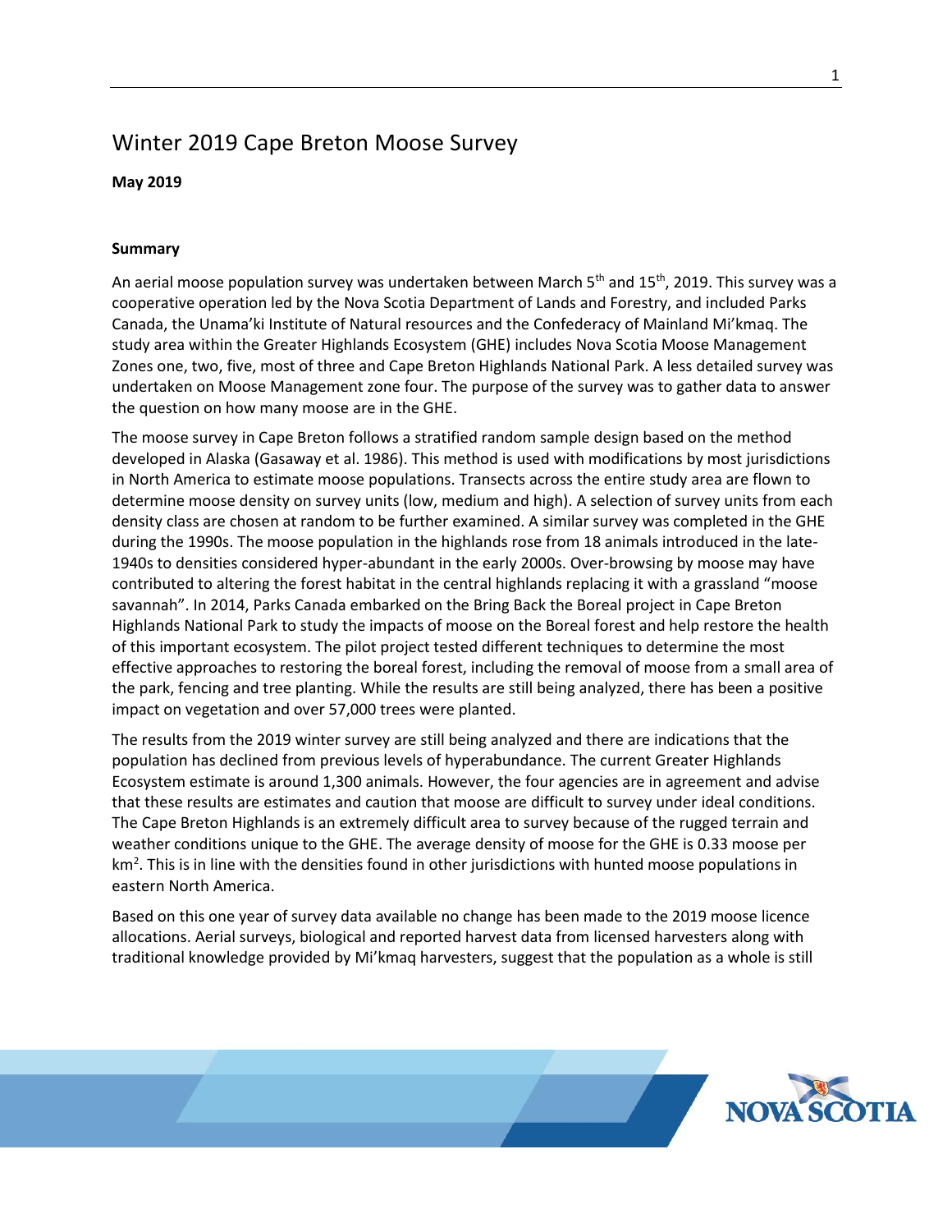# Winter 2019 Cape Breton Moose Survey

**May 2019**

**Summary**

An aerial moose population survey was undertaken between March 5th and 15th, 2019. This survey was a cooperative operation led by the Nova Scotia Department of Lands and Forestry, and included Parks Canada, the Unama'ki Institute of Natural resources and the Confederacy of Mainland Mi'kmaq. The study area within the Greater Highlands Ecosystem (GHE) includes Nova Scotia Moose Management Zones one, two, five, most of three and Cape Breton Highlands National Park. A less detailed survey was undertaken on Moose Management zone four. The purpose of the survey was to gather data to answer the question on how many moose are in the GHE.

The moose survey in Cape Breton follows a stratified random sample design based on the method developed in Alaska (Gasaway et al. 1986). This method is used with modifications by most jurisdictions in North America to estimate moose populations. Transects across the entire study area are flown to determine moose density on survey units (low, medium and high). A selection of survey units from each density class are chosen at random to be further examined. A similar survey was completed in the GHE during the 1990s. The moose population in the highlands rose from 18 animals introduced in the late-1940s to densities considered hyper-abundant in the early 2000s. Over-browsing by moose may have contributed to altering the forest habitat in the central highlands replacing it with a grassland "moose savannah". In 2014, Parks Canada embarked on the Bring Back the Boreal project in Cape Breton Highlands National Park to study the impacts of moose on the Boreal forest and help restore the health of this important ecosystem. The pilot project tested different techniques to determine the most effective approaches to restoring the boreal forest, including the removal of moose from a small area of the park, fencing and tree planting. While the results are still being analyzed, there has been a positive impact on vegetation and over 57,000 trees were planted.

The results from the 2019 winter survey are still being analyzed and there are indications that the population has declined from previous levels of hyperabundance. The current Greater Highlands Ecosystem estimate is around 1,300 animals. However, the four agencies are in agreement and advise that these results are estimates and caution that moose are difficult to survey under ideal conditions. The Cape Breton Highlands is an extremely difficult area to survey because of the rugged terrain and weather conditions unique to the GHE. The average density of moose for the GHE is 0.33 moose per km$^2$. This is in line with the densities found in other jurisdictions with hunted moose populations in eastern North America.

Based on this one year of survey data available no change has been made to the 2019 moose licence allocations. Aerial surveys, biological and reported harvest data from licensed harvesters along with traditional knowledge provided by Mi'kmaq harvesters, suggest that the population as a whole is still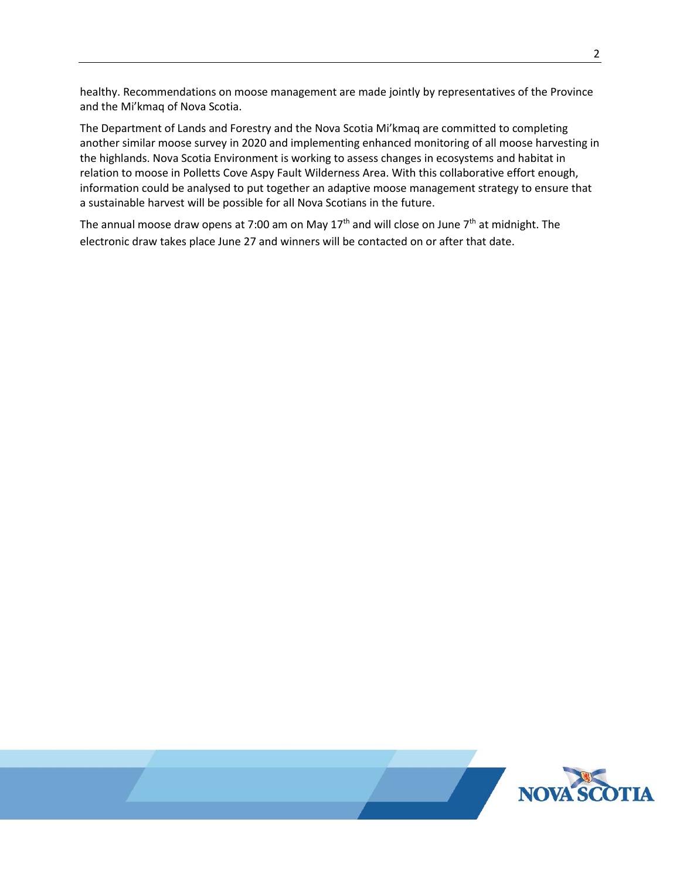healthy. Recommendations on moose management are made jointly by representatives of the Province and the Mi'kmaq of Nova Scotia.

The Department of Lands and Forestry and the Nova Scotia Mi'kmaq are committed to completing another similar moose survey in 2020 and implementing enhanced monitoring of all moose harvesting in the highlands. Nova Scotia Environment is working to assess changes in ecosystems and habitat in relation to moose in Polletts Cove Aspy Fault Wilderness Area. With this collaborative effort enough, information could be analysed to put together an adaptive moose management strategy to ensure that a sustainable harvest will be possible for all Nova Scotians in the future.

The annual moose draw opens at 7:00 am on May 17th and will close on June 7th at midnight. The electronic draw takes place June 27 and winners will be contacted on or after that date.